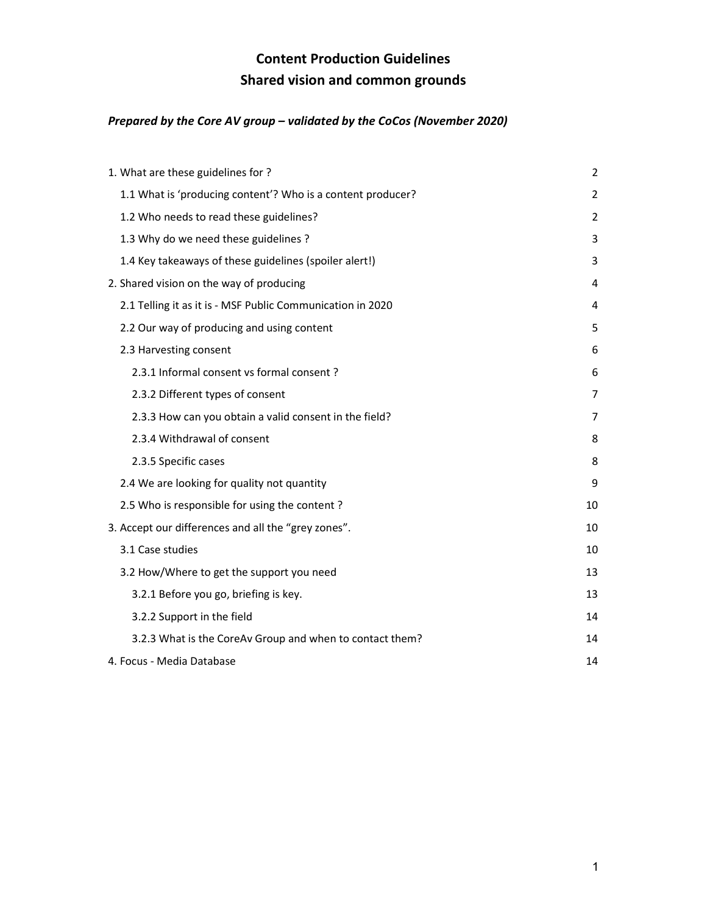# Content Production Guidelines
# Shared vision and common grounds

***Prepared by the Core AV group – validated by the CoCos (November 2020)***

1. What are these guidelines for ? 2
   - 1.1 What is 'producing content'? Who is a content producer? 2
   - 1.2 Who needs to read these guidelines? 2
   - 1.3 Why do we need these guidelines ? 3
   - 1.4 Key takeaways of these guidelines (spoiler alert!) 3
2. Shared vision on the way of producing 4
   - 2.1 Telling it as it is - MSF Public Communication in 2020 4
   - 2.2 Our way of producing and using content 5
   - 2.3 Harvesting consent 6
     - 2.3.1 Informal consent vs formal consent ? 6
     - 2.3.2 Different types of consent 7
     - 2.3.3 How can you obtain a valid consent in the field? 7
     - 2.3.4 Withdrawal of consent 8
     - 2.3.5 Specific cases 8
   - 2.4 We are looking for quality not quantity 9
   - 2.5 Who is responsible for using the content ? 10
3. Accept our differences and all the "grey zones". 10
   - 3.1 Case studies 10
   - 3.2 How/Where to get the support you need 13
     - 3.2.1 Before you go, briefing is key. 13
     - 3.2.2 Support in the field 14
     - 3.2.3 What is the CoreAv Group and when to contact them? 14
4. Focus - Media Database 14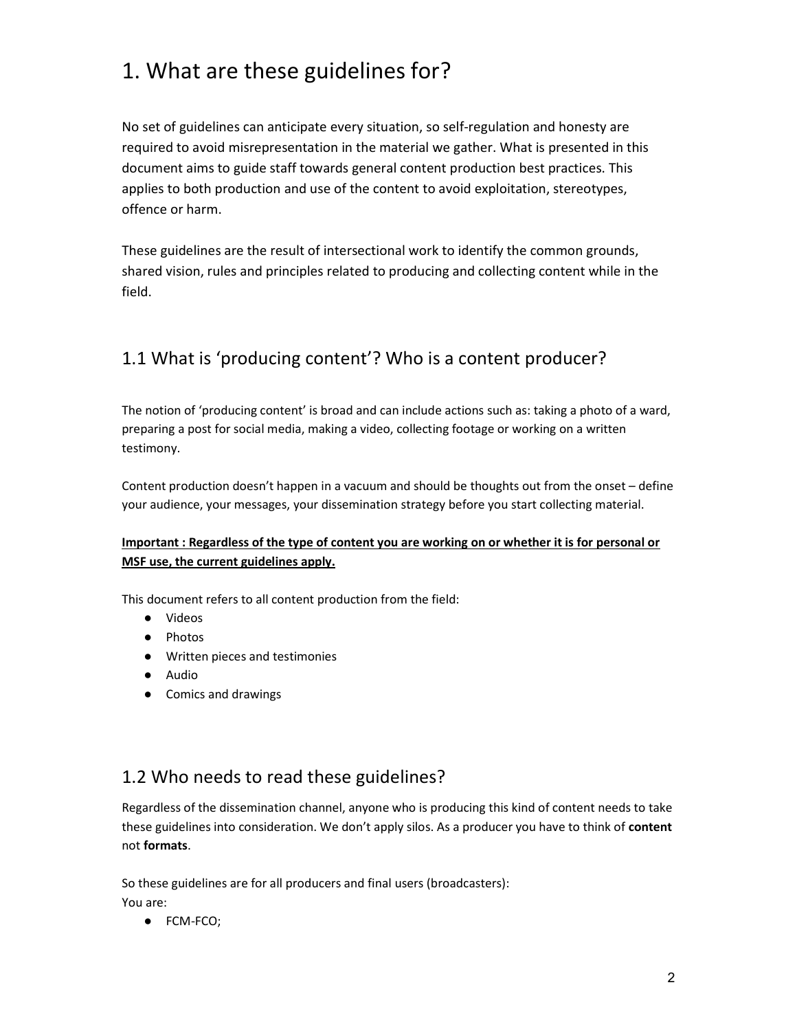# 1. What are these guidelines for?

No set of guidelines can anticipate every situation, so self-regulation and honesty are required to avoid misrepresentation in the material we gather. What is presented in this document aims to guide staff towards general content production best practices. This applies to both production and use of the content to avoid exploitation, stereotypes, offence or harm.

These guidelines are the result of intersectional work to identify the common grounds, shared vision, rules and principles related to producing and collecting content while in the field.

## 1.1 What is 'producing content'? Who is a content producer?

The notion of 'producing content' is broad and can include actions such as: taking a photo of a ward, preparing a post for social media, making a video, collecting footage or working on a written testimony.

Content production doesn't happen in a vacuum and should be thoughts out from the onset – define your audience, your messages, your dissemination strategy before you start collecting material.

**Important : Regardless of the type of content you are working on or whether it is for personal or MSF use, the current guidelines apply.**

This document refers to all content production from the field:

- Videos
- Photos
- Written pieces and testimonies
- Audio
- Comics and drawings

## 1.2 Who needs to read these guidelines?

Regardless of the dissemination channel, anyone who is producing this kind of content needs to take these guidelines into consideration. We don't apply silos. As a producer you have to think of **content** not **formats**.

So these guidelines are for all producers and final users (broadcasters):

You are:

- FCM-FCO;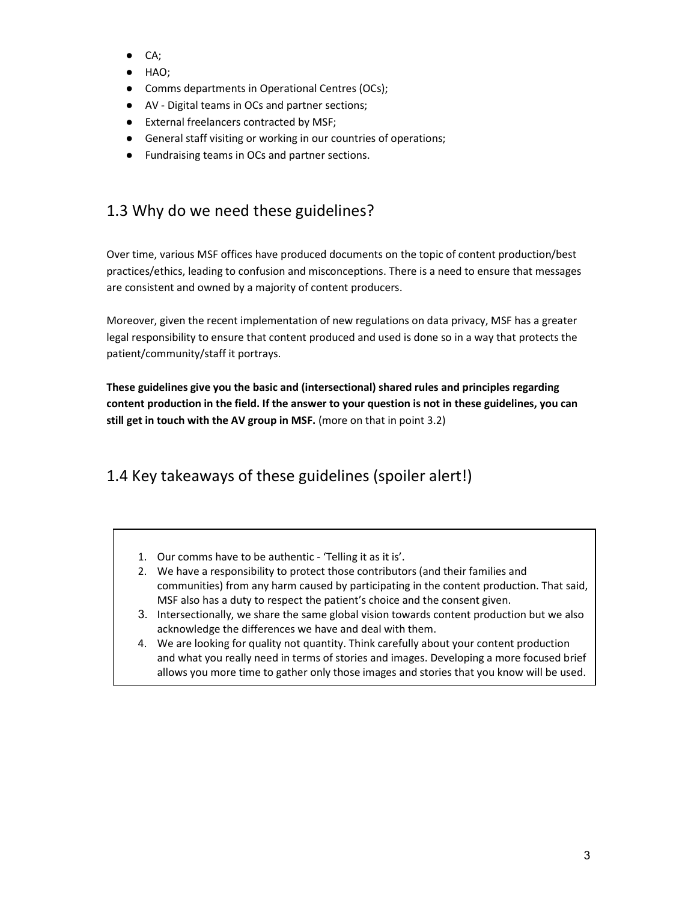- CA;
- HAO;
- Comms departments in Operational Centres (OCs);
- AV - Digital teams in OCs and partner sections;
- External freelancers contracted by MSF;
- General staff visiting or working in our countries of operations;
- Fundraising teams in OCs and partner sections.

## 1.3 Why do we need these guidelines?

Over time, various MSF offices have produced documents on the topic of content production/best practices/ethics, leading to confusion and misconceptions. There is a need to ensure that messages are consistent and owned by a majority of content producers.

Moreover, given the recent implementation of new regulations on data privacy, MSF has a greater legal responsibility to ensure that content produced and used is done so in a way that protects the patient/community/staff it portrays.

**These guidelines give you the basic and (intersectional) shared rules and principles regarding content production in the field. If the answer to your question is not in these guidelines, you can still get in touch with the AV group in MSF.** (more on that in point 3.2)

## 1.4 Key takeaways of these guidelines (spoiler alert!)

1. Our comms have to be authentic - 'Telling it as it is'.
2. We have a responsibility to protect those contributors (and their families and communities) from any harm caused by participating in the content production. That said, MSF also has a duty to respect the patient's choice and the consent given.
3. Intersectionally, we share the same global vision towards content production but we also acknowledge the differences we have and deal with them.
4. We are looking for quality not quantity. Think carefully about your content production and what you really need in terms of stories and images. Developing a more focused brief allows you more time to gather only those images and stories that you know will be used.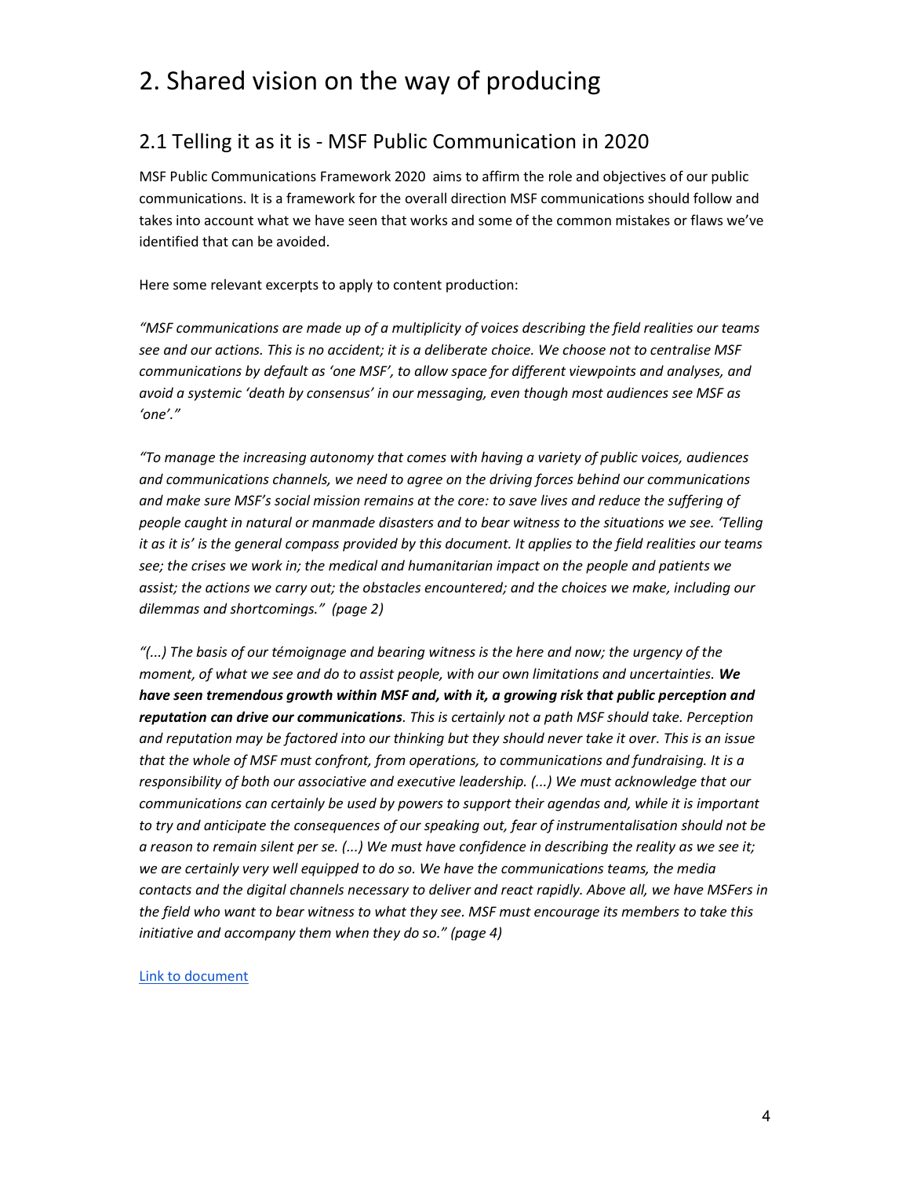# 2. Shared vision on the way of producing

## 2.1 Telling it as it is - MSF Public Communication in 2020

MSF Public Communications Framework 2020 aims to affirm the role and objectives of our public communications. It is a framework for the overall direction MSF communications should follow and takes into account what we have seen that works and some of the common mistakes or flaws we've identified that can be avoided.

Here some relevant excerpts to apply to content production:

*"MSF communications are made up of a multiplicity of voices describing the field realities our teams see and our actions. This is no accident; it is a deliberate choice. We choose not to centralise MSF communications by default as 'one MSF', to allow space for different viewpoints and analyses, and avoid a systemic 'death by consensus' in our messaging, even though most audiences see MSF as 'one'."*

*"To manage the increasing autonomy that comes with having a variety of public voices, audiences and communications channels, we need to agree on the driving forces behind our communications and make sure MSF's social mission remains at the core: to save lives and reduce the suffering of people caught in natural or manmade disasters and to bear witness to the situations we see. 'Telling it as it is' is the general compass provided by this document. It applies to the field realities our teams see; the crises we work in; the medical and humanitarian impact on the people and patients we assist; the actions we carry out; the obstacles encountered; and the choices we make, including our dilemmas and shortcomings." (page 2)*

*"(...) The basis of our témoignage and bearing witness is the here and now; the urgency of the moment, of what we see and do to assist people, with our own limitations and uncertainties. **We have seen tremendous growth within MSF and, with it, a growing risk that public perception and reputation can drive our communications**. This is certainly not a path MSF should take. Perception and reputation may be factored into our thinking but they should never take it over. This is an issue that the whole of MSF must confront, from operations, to communications and fundraising. It is a responsibility of both our associative and executive leadership. (...) We must acknowledge that our communications can certainly be used by powers to support their agendas and, while it is important to try and anticipate the consequences of our speaking out, fear of instrumentalisation should not be a reason to remain silent per se. (...) We must have confidence in describing the reality as we see it; we are certainly very well equipped to do so. We have the communications teams, the media contacts and the digital channels necessary to deliver and react rapidly. Above all, we have MSFers in the field who want to bear witness to what they see. MSF must encourage its members to take this initiative and accompany them when they do so." (page 4)*

Link to document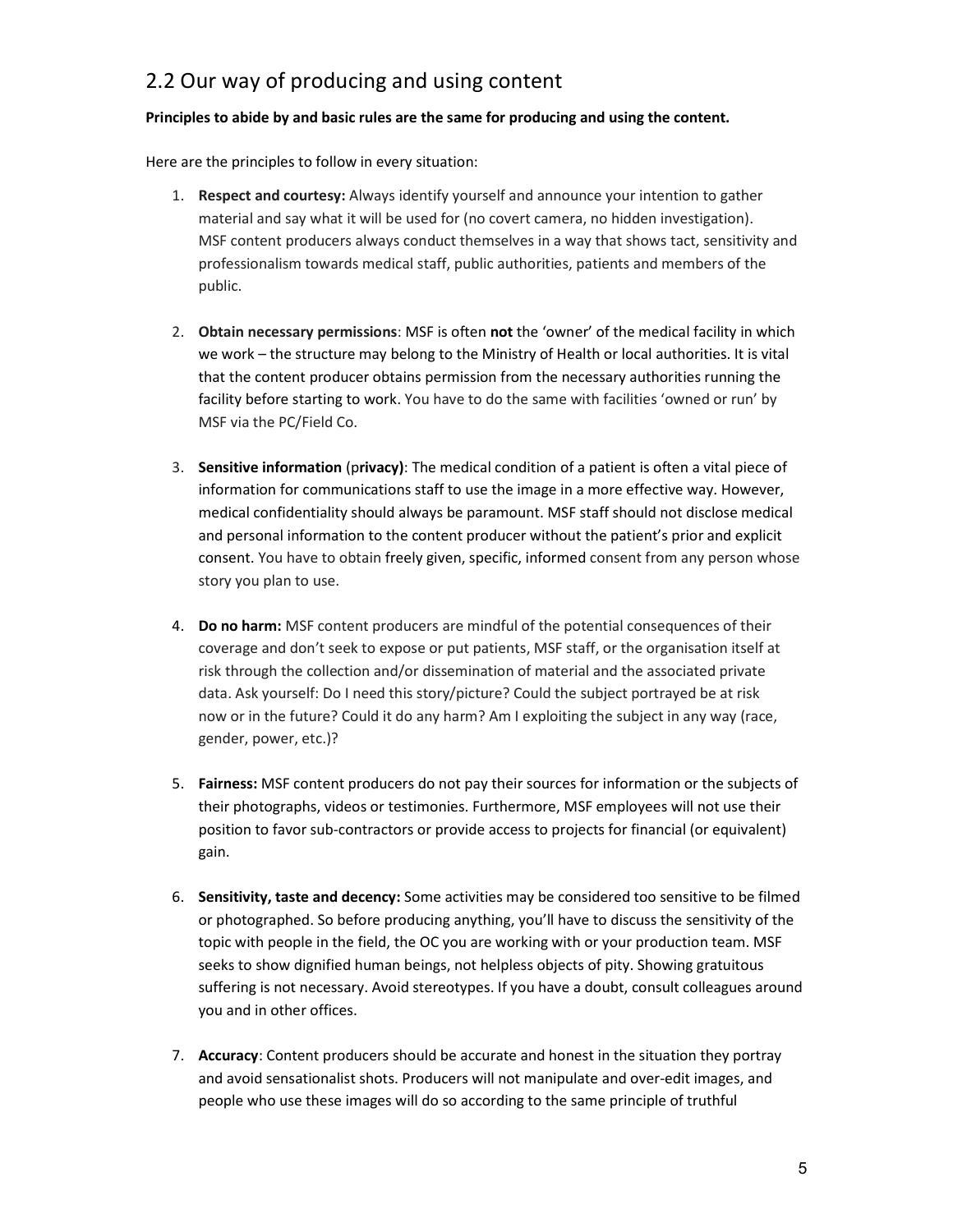## 2.2 Our way of producing and using content

**Principles to abide by and basic rules are the same for producing and using the content.**

Here are the principles to follow in every situation:

1. **Respect and courtesy:** Always identify yourself and announce your intention to gather material and say what it will be used for (no covert camera, no hidden investigation). MSF content producers always conduct themselves in a way that shows tact, sensitivity and professionalism towards medical staff, public authorities, patients and members of the public.

2. **Obtain necessary permissions**: MSF is often **not** the 'owner' of the medical facility in which we work – the structure may belong to the Ministry of Health or local authorities. It is vital that the content producer obtains permission from the necessary authorities running the facility before starting to work. You have to do the same with facilities 'owned or run' by MSF via the PC/Field Co.

3. **Sensitive information** (**privacy)**: The medical condition of a patient is often a vital piece of information for communications staff to use the image in a more effective way. However, medical confidentiality should always be paramount. MSF staff should not disclose medical and personal information to the content producer without the patient's prior and explicit consent. You have to obtain freely given, specific, informed consent from any person whose story you plan to use.

4. **Do no harm:** MSF content producers are mindful of the potential consequences of their coverage and don't seek to expose or put patients, MSF staff, or the organisation itself at risk through the collection and/or dissemination of material and the associated private data. Ask yourself: Do I need this story/picture? Could the subject portrayed be at risk now or in the future? Could it do any harm? Am I exploiting the subject in any way (race, gender, power, etc.)?

5. **Fairness:** MSF content producers do not pay their sources for information or the subjects of their photographs, videos or testimonies. Furthermore, MSF employees will not use their position to favor sub-contractors or provide access to projects for financial (or equivalent) gain.

6. **Sensitivity, taste and decency:** Some activities may be considered too sensitive to be filmed or photographed. So before producing anything, you'll have to discuss the sensitivity of the topic with people in the field, the OC you are working with or your production team. MSF seeks to show dignified human beings, not helpless objects of pity. Showing gratuitous suffering is not necessary. Avoid stereotypes. If you have a doubt, consult colleagues around you and in other offices.

7. **Accuracy**: Content producers should be accurate and honest in the situation they portray and avoid sensationalist shots. Producers will not manipulate and over-edit images, and people who use these images will do so according to the same principle of truthful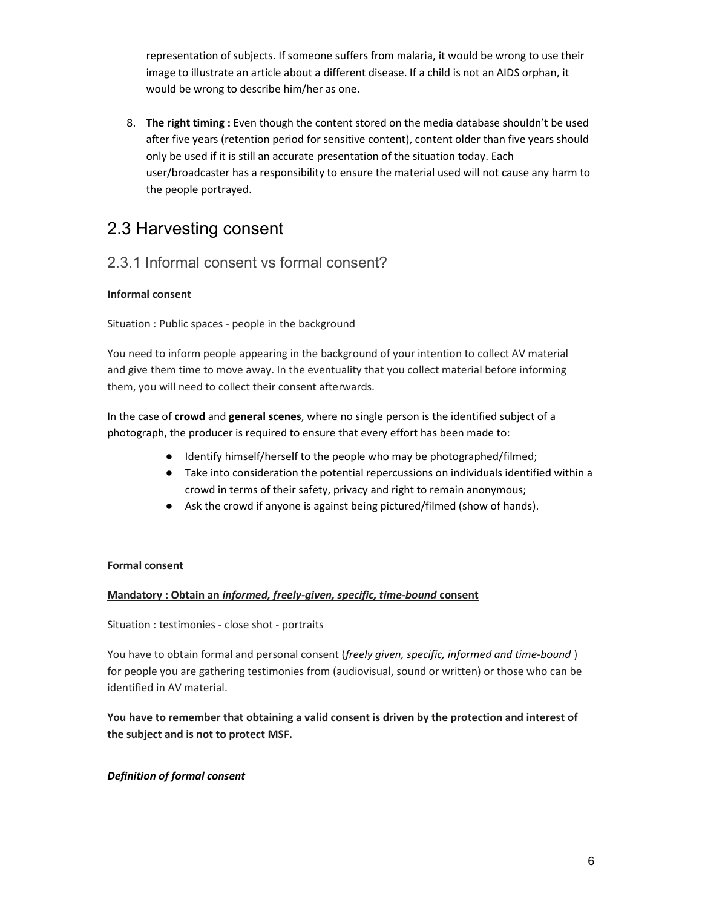representation of subjects. If someone suffers from malaria, it would be wrong to use their image to illustrate an article about a different disease. If a child is not an AIDS orphan, it would be wrong to describe him/her as one.

8. **The right timing :** Even though the content stored on the media database shouldn't be used after five years (retention period for sensitive content), content older than five years should only be used if it is still an accurate presentation of the situation today. Each user/broadcaster has a responsibility to ensure the material used will not cause any harm to the people portrayed.

## 2.3 Harvesting consent

### 2.3.1 Informal consent vs formal consent?

**Informal consent**

Situation : Public spaces - people in the background

You need to inform people appearing in the background of your intention to collect AV material and give them time to move away. In the eventuality that you collect material before informing them, you will need to collect their consent afterwards.

In the case of **crowd** and **general scenes**, where no single person is the identified subject of a photograph, the producer is required to ensure that every effort has been made to:

- Identify himself/herself to the people who may be photographed/filmed;
- Take into consideration the potential repercussions on individuals identified within a crowd in terms of their safety, privacy and right to remain anonymous;
- Ask the crowd if anyone is against being pictured/filmed (show of hands).

**Formal consent**

**Mandatory : Obtain an *informed, freely-given, specific, time-bound* consent**

Situation : testimonies - close shot - portraits

You have to obtain formal and personal consent (*freely given, specific, informed and time-bound* ) for people you are gathering testimonies from (audiovisual, sound or written) or those who can be identified in AV material.

**You have to remember that obtaining a valid consent is driven by the protection and interest of the subject and is not to protect MSF.**

***Definition of formal consent***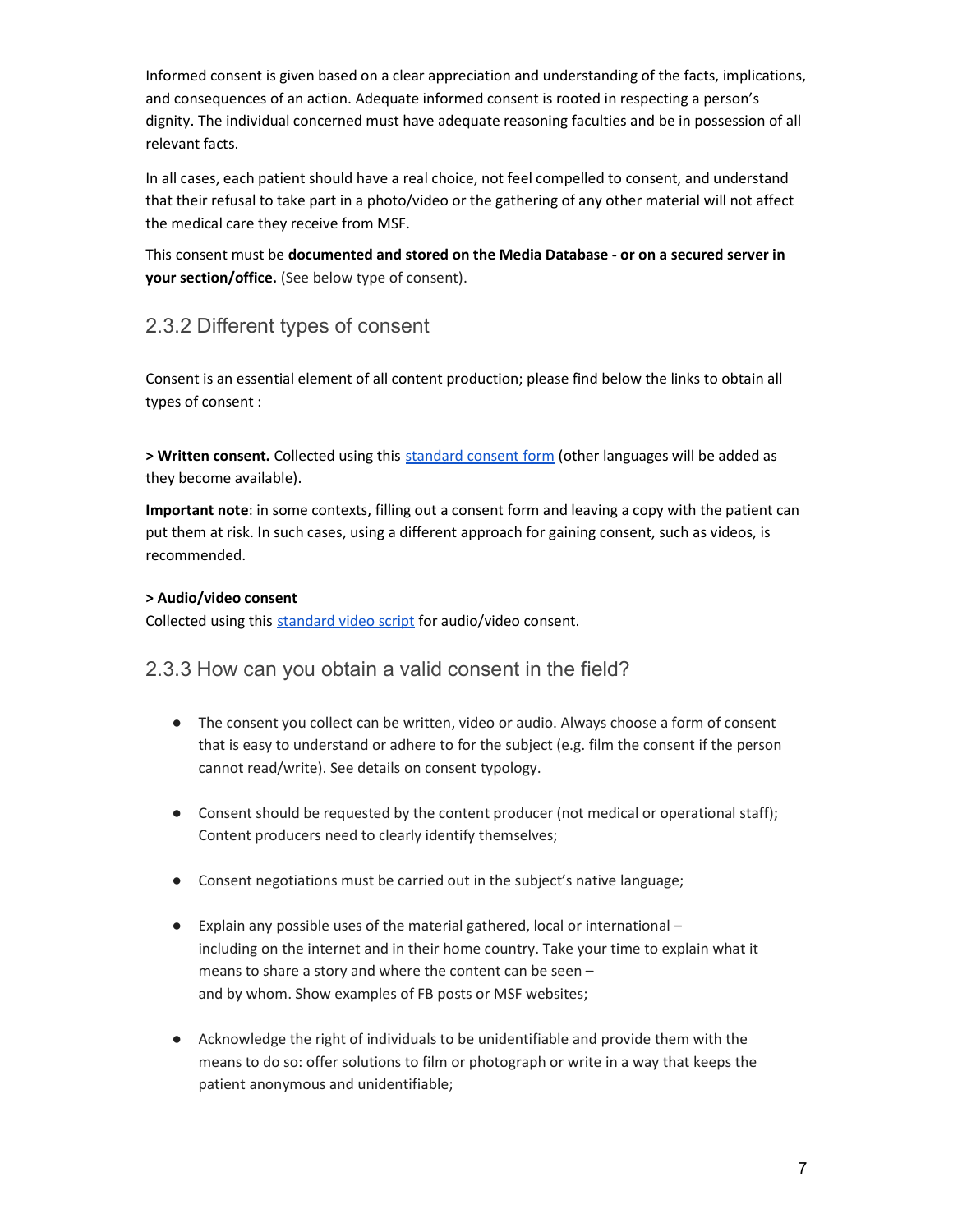Informed consent is given based on a clear appreciation and understanding of the facts, implications, and consequences of an action. Adequate informed consent is rooted in respecting a person's dignity. The individual concerned must have adequate reasoning faculties and be in possession of all relevant facts.

In all cases, each patient should have a real choice, not feel compelled to consent, and understand that their refusal to take part in a photo/video or the gathering of any other material will not affect the medical care they receive from MSF.

This consent must be **documented and stored on the Media Database - or on a secured server in your section/office.** (See below type of consent).

### 2.3.2 Different types of consent

Consent is an essential element of all content production; please find below the links to obtain all types of consent :

**> Written consent.** Collected using this standard consent form (other languages will be added as they become available).

**Important note**: in some contexts, filling out a consent form and leaving a copy with the patient can put them at risk. In such cases, using a different approach for gaining consent, such as videos, is recommended.

**> Audio/video consent**
Collected using this standard video script for audio/video consent.

### 2.3.3 How can you obtain a valid consent in the field?

- The consent you collect can be written, video or audio. Always choose a form of consent that is easy to understand or adhere to for the subject (e.g. film the consent if the person cannot read/write). See details on consent typology.
- Consent should be requested by the content producer (not medical or operational staff); Content producers need to clearly identify themselves;
- Consent negotiations must be carried out in the subject's native language;
- Explain any possible uses of the material gathered, local or international – including on the internet and in their home country. Take your time to explain what it means to share a story and where the content can be seen – and by whom. Show examples of FB posts or MSF websites;
- Acknowledge the right of individuals to be unidentifiable and provide them with the means to do so: offer solutions to film or photograph or write in a way that keeps the patient anonymous and unidentifiable;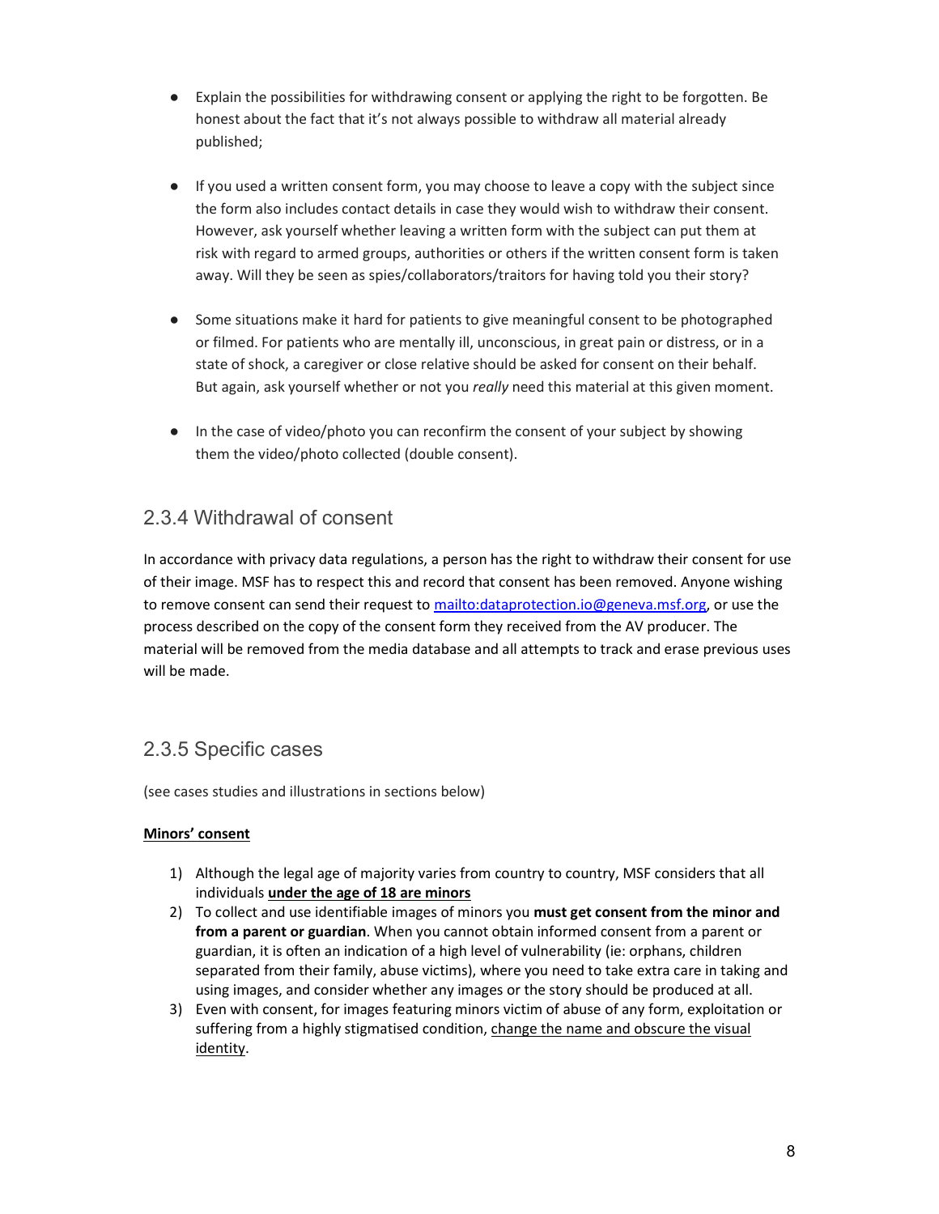- Explain the possibilities for withdrawing consent or applying the right to be forgotten. Be honest about the fact that it's not always possible to withdraw all material already published;

- If you used a written consent form, you may choose to leave a copy with the subject since the form also includes contact details in case they would wish to withdraw their consent. However, ask yourself whether leaving a written form with the subject can put them at risk with regard to armed groups, authorities or others if the written consent form is taken away. Will they be seen as spies/collaborators/traitors for having told you their story?

- Some situations make it hard for patients to give meaningful consent to be photographed or filmed. For patients who are mentally ill, unconscious, in great pain or distress, or in a state of shock, a caregiver or close relative should be asked for consent on their behalf. But again, ask yourself whether or not you *really* need this material at this given moment.

- In the case of video/photo you can reconfirm the consent of your subject by showing them the video/photo collected (double consent).

## 2.3.4 Withdrawal of consent

In accordance with privacy data regulations, a person has the right to withdraw their consent for use of their image. MSF has to respect this and record that consent has been removed. Anyone wishing to remove consent can send their request to [mailto:dataprotection.io@geneva.msf.org](mailto:dataprotection.io@geneva.msf.org), or use the process described on the copy of the consent form they received from the AV producer. The material will be removed from the media database and all attempts to track and erase previous uses will be made.

## 2.3.5 Specific cases

(see cases studies and illustrations in sections below)

**Minors' consent**

1) Although the legal age of majority varies from country to country, MSF considers that all individuals **under the age of 18 are minors**
2) To collect and use identifiable images of minors you **must get consent from the minor and from a parent or guardian**. When you cannot obtain informed consent from a parent or guardian, it is often an indication of a high level of vulnerability (ie: orphans, children separated from their family, abuse victims), where you need to take extra care in taking and using images, and consider whether any images or the story should be produced at all.
3) Even with consent, for images featuring minors victim of abuse of any form, exploitation or suffering from a highly stigmatised condition, change the name and obscure the visual identity.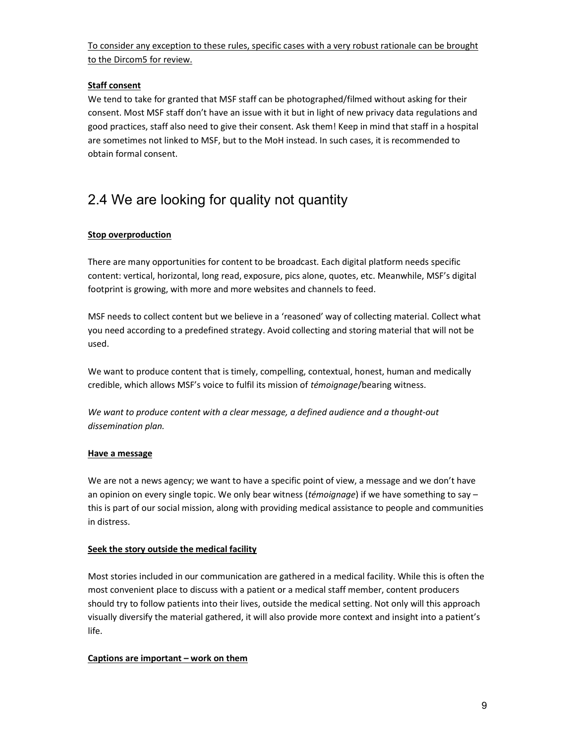To consider any exception to these rules, specific cases with a very robust rationale can be brought to the Dircom5 for review.

**Staff consent**

We tend to take for granted that MSF staff can be photographed/filmed without asking for their consent. Most MSF staff don't have an issue with it but in light of new privacy data regulations and good practices, staff also need to give their consent. Ask them! Keep in mind that staff in a hospital are sometimes not linked to MSF, but to the MoH instead. In such cases, it is recommended to obtain formal consent.

## 2.4 We are looking for quality not quantity

**Stop overproduction**

There are many opportunities for content to be broadcast. Each digital platform needs specific content: vertical, horizontal, long read, exposure, pics alone, quotes, etc. Meanwhile, MSF's digital footprint is growing, with more and more websites and channels to feed.

MSF needs to collect content but we believe in a 'reasoned' way of collecting material. Collect what you need according to a predefined strategy. Avoid collecting and storing material that will not be used.

We want to produce content that is timely, compelling, contextual, honest, human and medically credible, which allows MSF's voice to fulfil its mission of *témoignage*/bearing witness.

*We want to produce content with a clear message, a defined audience and a thought-out dissemination plan.*

**Have a message**

We are not a news agency; we want to have a specific point of view, a message and we don't have an opinion on every single topic. We only bear witness (*témoignage*) if we have something to say – this is part of our social mission, along with providing medical assistance to people and communities in distress.

**Seek the story outside the medical facility**

Most stories included in our communication are gathered in a medical facility. While this is often the most convenient place to discuss with a patient or a medical staff member, content producers should try to follow patients into their lives, outside the medical setting. Not only will this approach visually diversify the material gathered, it will also provide more context and insight into a patient's life.

**Captions are important – work on them**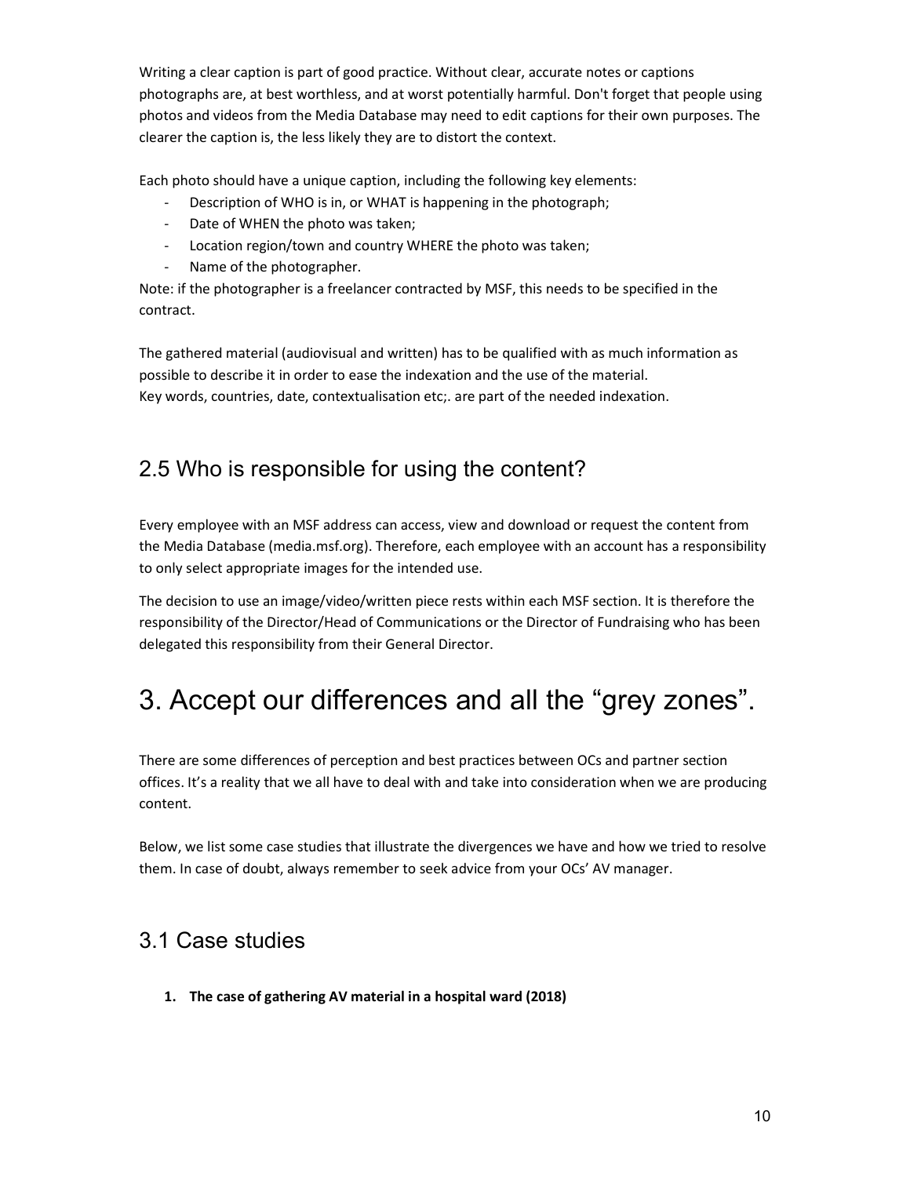Writing a clear caption is part of good practice. Without clear, accurate notes or captions photographs are, at best worthless, and at worst potentially harmful. Don't forget that people using photos and videos from the Media Database may need to edit captions for their own purposes. The clearer the caption is, the less likely they are to distort the context.

Each photo should have a unique caption, including the following key elements:

- Description of WHO is in, or WHAT is happening in the photograph;
- Date of WHEN the photo was taken;
- Location region/town and country WHERE the photo was taken;
- Name of the photographer.

Note: if the photographer is a freelancer contracted by MSF, this needs to be specified in the contract.

The gathered material (audiovisual and written) has to be qualified with as much information as possible to describe it in order to ease the indexation and the use of the material.
Key words, countries, date, contextualisation etc;. are part of the needed indexation.

## 2.5 Who is responsible for using the content?

Every employee with an MSF address can access, view and download or request the content from the Media Database (media.msf.org). Therefore, each employee with an account has a responsibility to only select appropriate images for the intended use.

The decision to use an image/video/written piece rests within each MSF section. It is therefore the responsibility of the Director/Head of Communications or the Director of Fundraising who has been delegated this responsibility from their General Director.

# 3. Accept our differences and all the “grey zones”.

There are some differences of perception and best practices between OCs and partner section offices. It’s a reality that we all have to deal with and take into consideration when we are producing content.

Below, we list some case studies that illustrate the divergences we have and how we tried to resolve them. In case of doubt, always remember to seek advice from your OCs’ AV manager.

## 3.1 Case studies

1. **The case of gathering AV material in a hospital ward (2018)**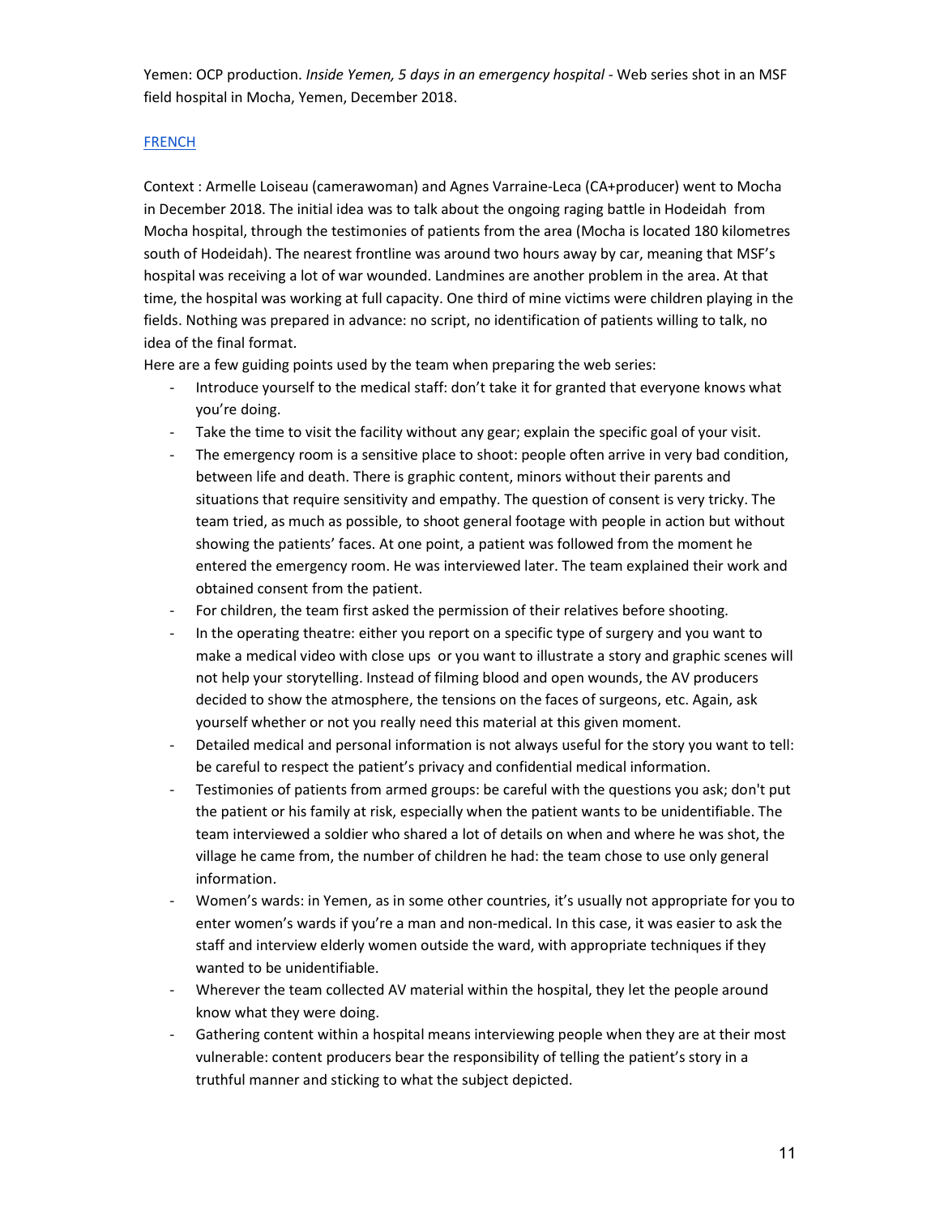Yemen: OCP production. *Inside Yemen, 5 days in an emergency hospital* - Web series shot in an MSF field hospital in Mocha, Yemen, December 2018.

FRENCH

Context : Armelle Loiseau (camerawoman) and Agnes Varraine-Leca (CA+producer) went to Mocha in December 2018. The initial idea was to talk about the ongoing raging battle in Hodeidah from Mocha hospital, through the testimonies of patients from the area (Mocha is located 180 kilometres south of Hodeidah). The nearest frontline was around two hours away by car, meaning that MSF's hospital was receiving a lot of war wounded. Landmines are another problem in the area. At that time, the hospital was working at full capacity. One third of mine victims were children playing in the fields. Nothing was prepared in advance: no script, no identification of patients willing to talk, no idea of the final format.

Here are a few guiding points used by the team when preparing the web series:

- Introduce yourself to the medical staff: don't take it for granted that everyone knows what you're doing.
- Take the time to visit the facility without any gear; explain the specific goal of your visit.
- The emergency room is a sensitive place to shoot: people often arrive in very bad condition, between life and death. There is graphic content, minors without their parents and situations that require sensitivity and empathy. The question of consent is very tricky. The team tried, as much as possible, to shoot general footage with people in action but without showing the patients' faces. At one point, a patient was followed from the moment he entered the emergency room. He was interviewed later. The team explained their work and obtained consent from the patient.
- For children, the team first asked the permission of their relatives before shooting.
- In the operating theatre: either you report on a specific type of surgery and you want to make a medical video with close ups or you want to illustrate a story and graphic scenes will not help your storytelling. Instead of filming blood and open wounds, the AV producers decided to show the atmosphere, the tensions on the faces of surgeons, etc. Again, ask yourself whether or not you really need this material at this given moment.
- Detailed medical and personal information is not always useful for the story you want to tell: be careful to respect the patient's privacy and confidential medical information.
- Testimonies of patients from armed groups: be careful with the questions you ask; don't put the patient or his family at risk, especially when the patient wants to be unidentifiable. The team interviewed a soldier who shared a lot of details on when and where he was shot, the village he came from, the number of children he had: the team chose to use only general information.
- Women's wards: in Yemen, as in some other countries, it's usually not appropriate for you to enter women's wards if you're a man and non-medical. In this case, it was easier to ask the staff and interview elderly women outside the ward, with appropriate techniques if they wanted to be unidentifiable.
- Wherever the team collected AV material within the hospital, they let the people around know what they were doing.
- Gathering content within a hospital means interviewing people when they are at their most vulnerable: content producers bear the responsibility of telling the patient's story in a truthful manner and sticking to what the subject depicted.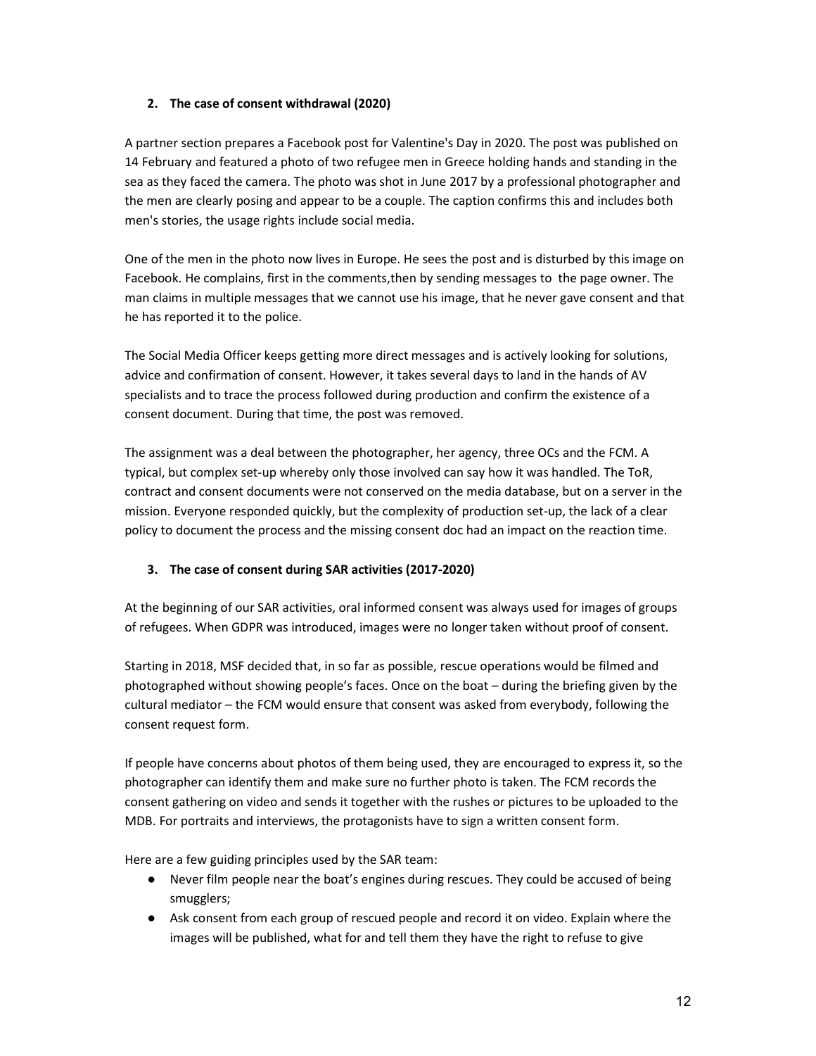## 2. The case of consent withdrawal (2020)

A partner section prepares a Facebook post for Valentine's Day in 2020. The post was published on 14 February and featured a photo of two refugee men in Greece holding hands and standing in the sea as they faced the camera. The photo was shot in June 2017 by a professional photographer and the men are clearly posing and appear to be a couple. The caption confirms this and includes both men's stories, the usage rights include social media.

One of the men in the photo now lives in Europe. He sees the post and is disturbed by this image on Facebook. He complains, first in the comments,then by sending messages to the page owner. The man claims in multiple messages that we cannot use his image, that he never gave consent and that he has reported it to the police.

The Social Media Officer keeps getting more direct messages and is actively looking for solutions, advice and confirmation of consent. However, it takes several days to land in the hands of AV specialists and to trace the process followed during production and confirm the existence of a consent document. During that time, the post was removed.

The assignment was a deal between the photographer, her agency, three OCs and the FCM. A typical, but complex set-up whereby only those involved can say how it was handled. The ToR, contract and consent documents were not conserved on the media database, but on a server in the mission. Everyone responded quickly, but the complexity of production set-up, the lack of a clear policy to document the process and the missing consent doc had an impact on the reaction time.

## 3. The case of consent during SAR activities (2017-2020)

At the beginning of our SAR activities, oral informed consent was always used for images of groups of refugees. When GDPR was introduced, images were no longer taken without proof of consent.

Starting in 2018, MSF decided that, in so far as possible, rescue operations would be filmed and photographed without showing people's faces. Once on the boat – during the briefing given by the cultural mediator – the FCM would ensure that consent was asked from everybody, following the consent request form.

If people have concerns about photos of them being used, they are encouraged to express it, so the photographer can identify them and make sure no further photo is taken. The FCM records the consent gathering on video and sends it together with the rushes or pictures to be uploaded to the MDB. For portraits and interviews, the protagonists have to sign a written consent form.

Here are a few guiding principles used by the SAR team:

- Never film people near the boat's engines during rescues. They could be accused of being smugglers;
- Ask consent from each group of rescued people and record it on video. Explain where the images will be published, what for and tell them they have the right to refuse to give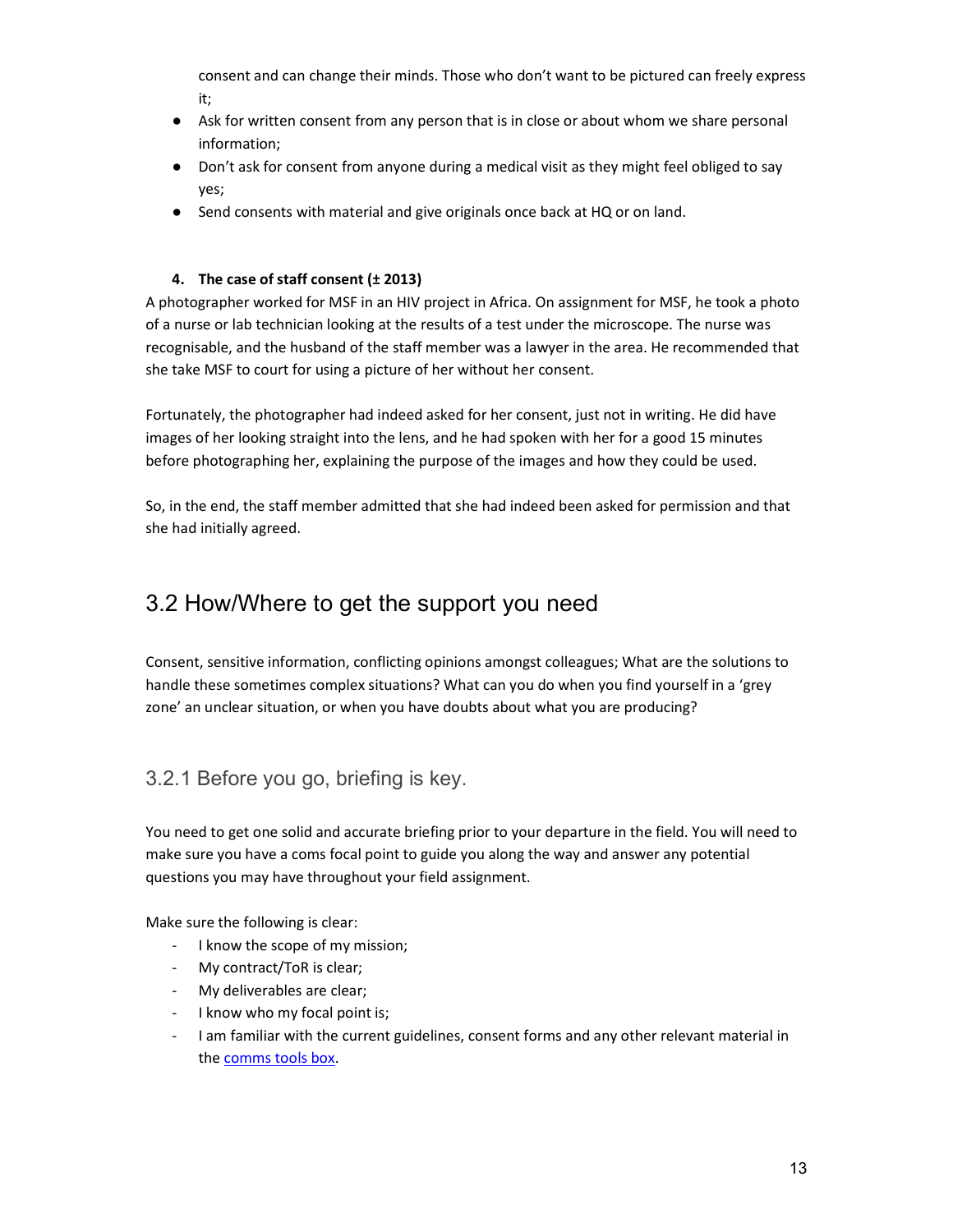consent and can change their minds. Those who don't want to be pictured can freely express it;

- Ask for written consent from any person that is in close or about whom we share personal information;
- Don't ask for consent from anyone during a medical visit as they might feel obliged to say yes;
- Send consents with material and give originals once back at HQ or on land.

**4. The case of staff consent (± 2013)**

A photographer worked for MSF in an HIV project in Africa. On assignment for MSF, he took a photo of a nurse or lab technician looking at the results of a test under the microscope. The nurse was recognisable, and the husband of the staff member was a lawyer in the area. He recommended that she take MSF to court for using a picture of her without her consent.

Fortunately, the photographer had indeed asked for her consent, just not in writing. He did have images of her looking straight into the lens, and he had spoken with her for a good 15 minutes before photographing her, explaining the purpose of the images and how they could be used.

So, in the end, the staff member admitted that she had indeed been asked for permission and that she had initially agreed.

## 3.2 How/Where to get the support you need

Consent, sensitive information, conflicting opinions amongst colleagues; What are the solutions to handle these sometimes complex situations? What can you do when you find yourself in a 'grey zone' an unclear situation, or when you have doubts about what you are producing?

### 3.2.1 Before you go, briefing is key.

You need to get one solid and accurate briefing prior to your departure in the field. You will need to make sure you have a coms focal point to guide you along the way and answer any potential questions you may have throughout your field assignment.

Make sure the following is clear:

- I know the scope of my mission;
- My contract/ToR is clear;
- My deliverables are clear;
- I know who my focal point is;
- I am familiar with the current guidelines, consent forms and any other relevant material in the comms tools box.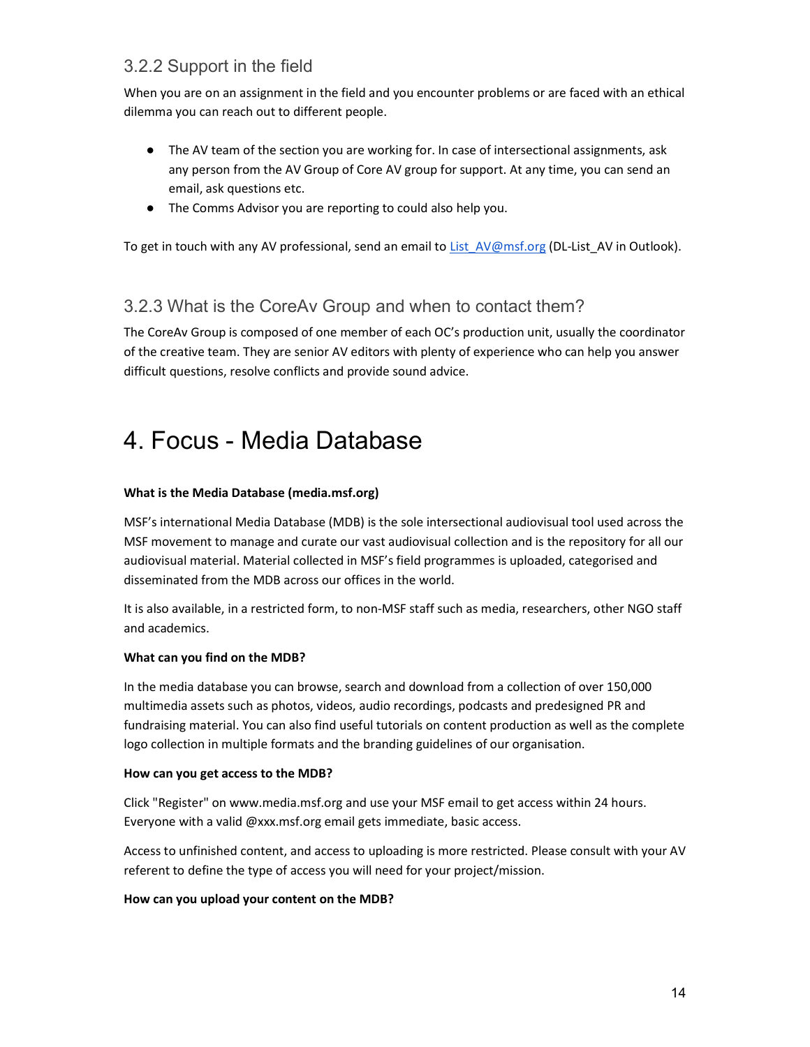### 3.2.2 Support in the field

When you are on an assignment in the field and you encounter problems or are faced with an ethical dilemma you can reach out to different people.

- The AV team of the section you are working for. In case of intersectional assignments, ask any person from the AV Group of Core AV group for support. At any time, you can send an email, ask questions etc.
- The Comms Advisor you are reporting to could also help you.

To get in touch with any AV professional, send an email to List_AV@msf.org (DL-List_AV in Outlook).

### 3.2.3 What is the CoreAv Group and when to contact them?

The CoreAv Group is composed of one member of each OC's production unit, usually the coordinator of the creative team. They are senior AV editors with plenty of experience who can help you answer difficult questions, resolve conflicts and provide sound advice.

# 4. Focus - Media Database

**What is the Media Database (media.msf.org)**

MSF's international Media Database (MDB) is the sole intersectional audiovisual tool used across the MSF movement to manage and curate our vast audiovisual collection and is the repository for all our audiovisual material. Material collected in MSF's field programmes is uploaded, categorised and disseminated from the MDB across our offices in the world.

It is also available, in a restricted form, to non-MSF staff such as media, researchers, other NGO staff and academics.

**What can you find on the MDB?**

In the media database you can browse, search and download from a collection of over 150,000 multimedia assets such as photos, videos, audio recordings, podcasts and predesigned PR and fundraising material. You can also find useful tutorials on content production as well as the complete logo collection in multiple formats and the branding guidelines of our organisation.

**How can you get access to the MDB?**

Click "Register" on www.media.msf.org and use your MSF email to get access within 24 hours. Everyone with a valid @xxx.msf.org email gets immediate, basic access.

Access to unfinished content, and access to uploading is more restricted. Please consult with your AV referent to define the type of access you will need for your project/mission.

**How can you upload your content on the MDB?**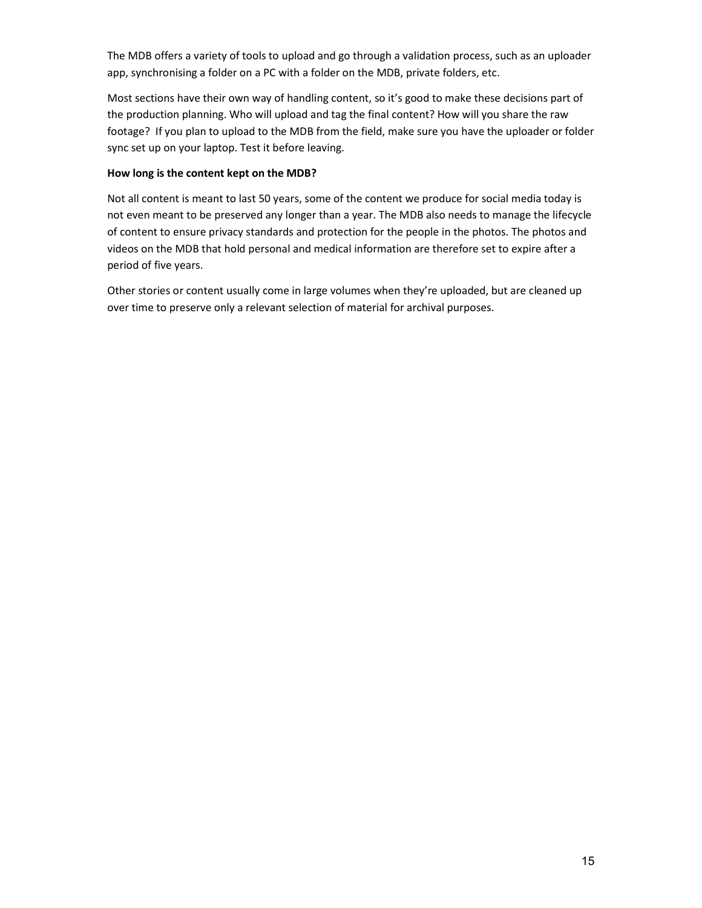The MDB offers a variety of tools to upload and go through a validation process, such as an uploader app, synchronising a folder on a PC with a folder on the MDB, private folders, etc.

Most sections have their own way of handling content, so it's good to make these decisions part of the production planning. Who will upload and tag the final content? How will you share the raw footage? If you plan to upload to the MDB from the field, make sure you have the uploader or folder sync set up on your laptop. Test it before leaving.

**How long is the content kept on the MDB?**

Not all content is meant to last 50 years, some of the content we produce for social media today is not even meant to be preserved any longer than a year. The MDB also needs to manage the lifecycle of content to ensure privacy standards and protection for the people in the photos. The photos and videos on the MDB that hold personal and medical information are therefore set to expire after a period of five years.

Other stories or content usually come in large volumes when they're uploaded, but are cleaned up over time to preserve only a relevant selection of material for archival purposes.